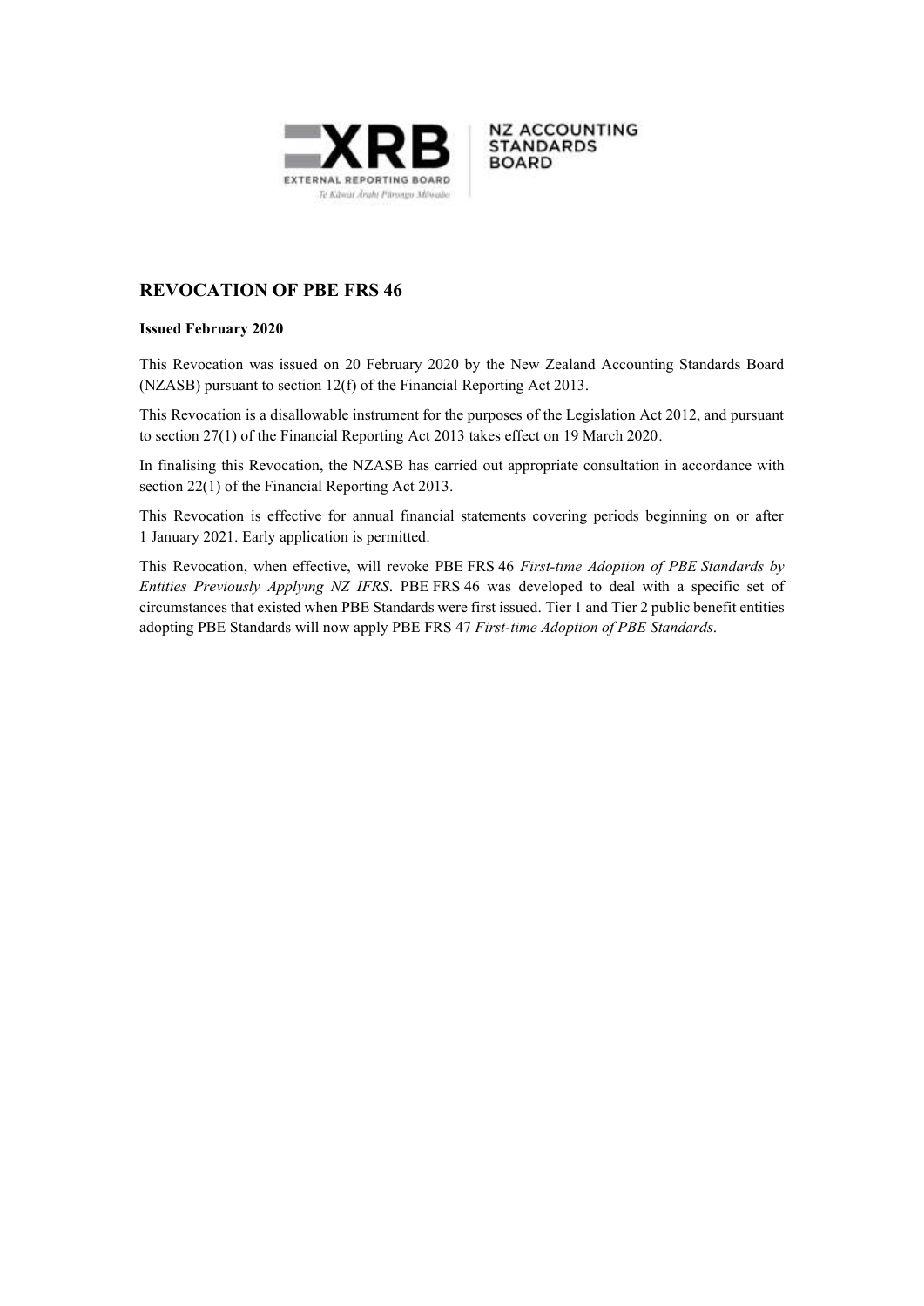# REVOCATION OF PBE FRS 46

**Issued February 2020**

This Revocation was issued on 20 February 2020 by the New Zealand Accounting Standards Board (NZASB) pursuant to section 12(f) of the Financial Reporting Act 2013.

This Revocation is a disallowable instrument for the purposes of the Legislation Act 2012, and pursuant to section 27(1) of the Financial Reporting Act 2013 takes effect on 19 March 2020.

In finalising this Revocation, the NZASB has carried out appropriate consultation in accordance with section 22(1) of the Financial Reporting Act 2013.

This Revocation is effective for annual financial statements covering periods beginning on or after 1 January 2021. Early application is permitted.

This Revocation, when effective, will revoke PBE FRS 46 *First-time Adoption of PBE Standards by Entities Previously Applying NZ IFRS*. PBE FRS 46 was developed to deal with a specific set of circumstances that existed when PBE Standards were first issued. Tier 1 and Tier 2 public benefit entities adopting PBE Standards will now apply PBE FRS 47 *First-time Adoption of PBE Standards*.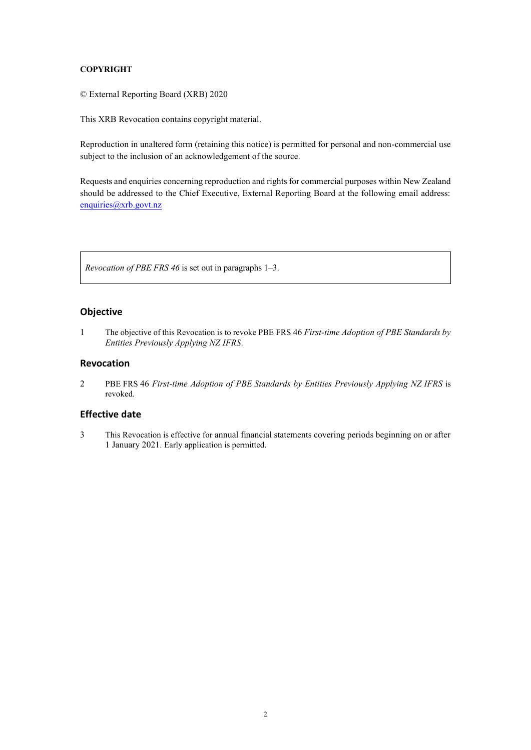**COPYRIGHT**

© External Reporting Board (XRB) 2020

This XRB Revocation contains copyright material.

Reproduction in unaltered form (retaining this notice) is permitted for personal and non-commercial use subject to the inclusion of an acknowledgement of the source.

Requests and enquiries concerning reproduction and rights for commercial purposes within New Zealand should be addressed to the Chief Executive, External Reporting Board at the following email address: enquiries@xrb.govt.nz

*Revocation of PBE FRS 46* is set out in paragraphs 1–3.

## Objective

1 The objective of this Revocation is to revoke PBE FRS 46 *First-time Adoption of PBE Standards by Entities Previously Applying NZ IFRS.*

## Revocation

2 PBE FRS 46 *First-time Adoption of PBE Standards by Entities Previously Applying NZ IFRS* is revoked.

## Effective date

3 This Revocation is effective for annual financial statements covering periods beginning on or after 1 January 2021. Early application is permitted.